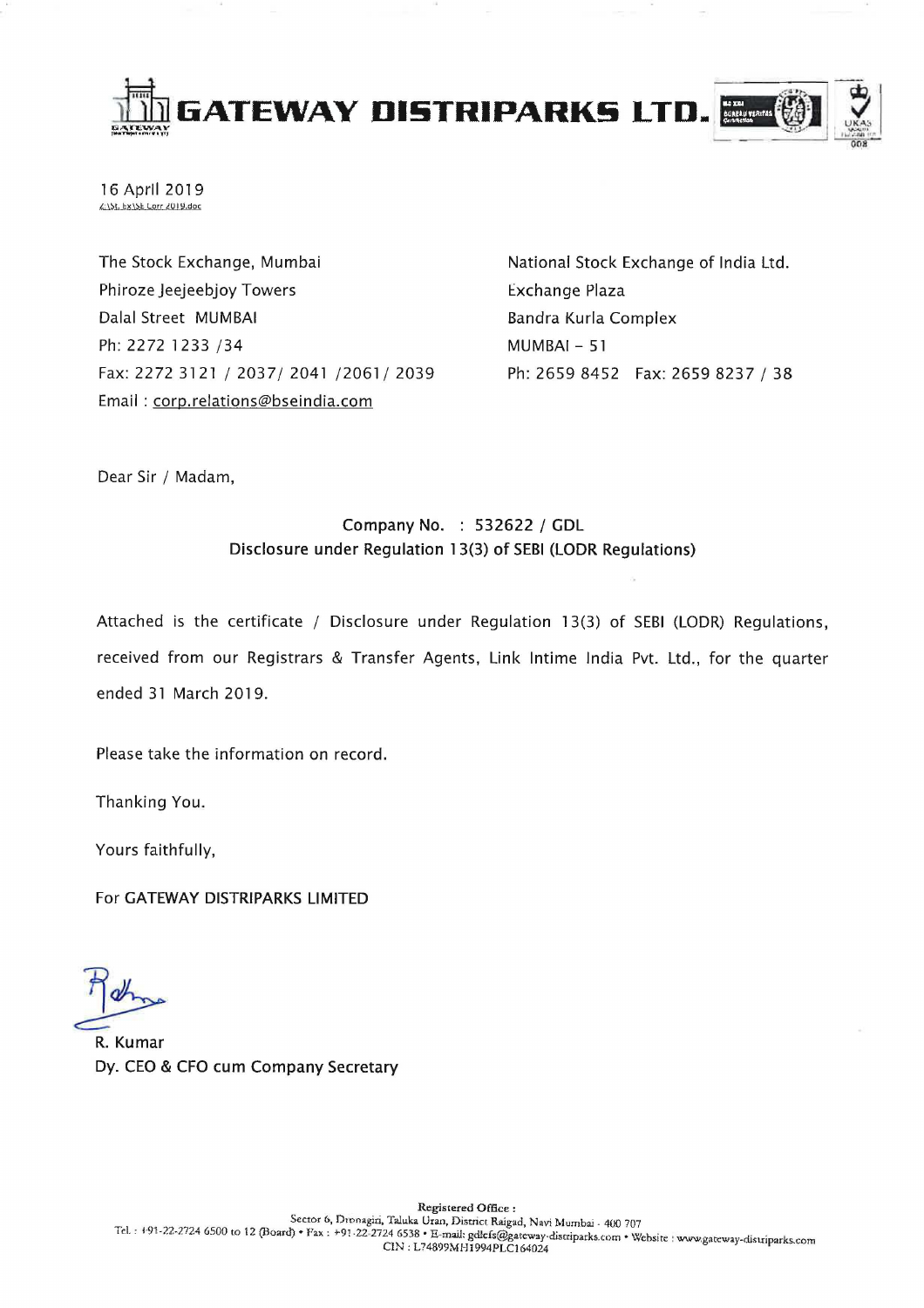# GATEWAY DISTRIPARKS LTD.

16 April 2019

Z:\SL Ex\SE Corr 2019.doc

The Stock Exchange, Mumbai
Phiroze Jeejeebjoy Towers
Dalal Street MUMBAI
Ph: 2272 1233 /34
Fax: 2272 3121 / 2037/ 2041 /2061/ 2039
Email : corp.relations@bseindia.com

National Stock Exchange of India Ltd.
Exchange Plaza
Bandra Kurla Complex
MUMBAI – 51
Ph: 2659 8452 Fax: 2659 8237 / 38

Dear Sir / Madam,

**Company No. : 532622 / GDL**
**Disclosure under Regulation 13(3) of SEBI (LODR Regulations)**

Attached is the certificate / Disclosure under Regulation 13(3) of SEBI (LODR) Regulations, received from our Registrars & Transfer Agents, Link Intime India Pvt. Ltd., for the quarter ended 31 March 2019.

Please take the information on record.

Thanking You.

Yours faithfully,

For GATEWAY DISTRIPARKS LIMITED

R. Kumar
Dy. CEO & CFO cum Company Secretary

**Registered Office :**
Sector 6, Dronagiri, Taluka Uran, District Raigad, Navi Mumbai - 400 707
Tel. : +91-22-2724 6500 to 12 (Board) • Fax : +91-22-2724 6538 • E-mail: gdlcfs@gateway-distriparks.com • Website : www.gateway-distriparks.com
CIN : L74899MH1994PLC164024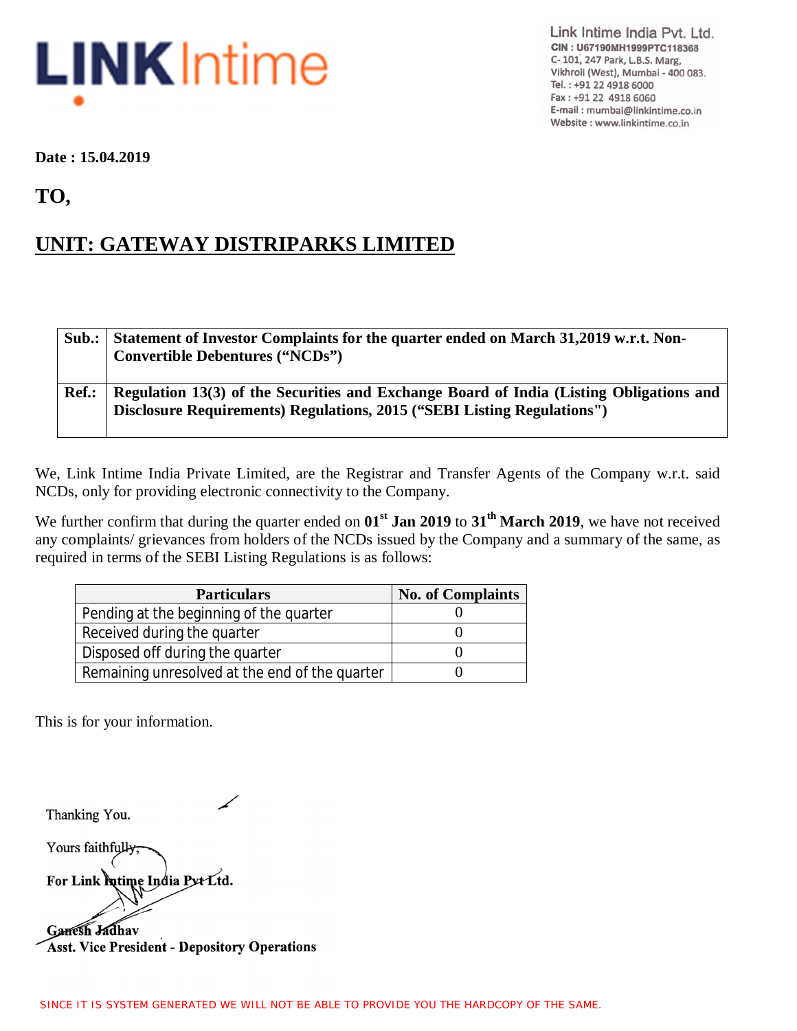Link Intime India Pvt. Ltd.
CIN : U67190MH1999PTC118368
C-101, 247 Park, L.B.S. Marg,
Vikhroli (West), Mumbai - 400 083.
Tel. : +91 22 4918 6000
Fax : +91 22 4918 6060
E-mail : mumbai@linkintime.co.in
Website : www.linkintime.co.in

**Date : 15.04.2019**

**TO,**

## UNIT: GATEWAY DISTRIPARKS LIMITED

| | |
|---|---|
| **Sub.:** | **Statement of Investor Complaints for the quarter ended on March 31,2019 w.r.t. Non-Convertible Debentures ("NCDs")** |
| **Ref.:** | **Regulation 13(3) of the Securities and Exchange Board of India (Listing Obligations and Disclosure Requirements) Regulations, 2015 ("SEBI Listing Regulations")** |

We, Link Intime India Private Limited, are the Registrar and Transfer Agents of the Company w.r.t. said NCDs, only for providing electronic connectivity to the Company.

We further confirm that during the quarter ended on **01st Jan 2019** to **31th March 2019**, we have not received any complaints/ grievances from holders of the NCDs issued by the Company and a summary of the same, as required in terms of the SEBI Listing Regulations is as follows:

| Particulars | No. of Complaints |
|---|---|
| Pending at the beginning of the quarter | 0 |
| Received during the quarter | 0 |
| Disposed off during the quarter | 0 |
| Remaining unresolved at the end of the quarter | 0 |

This is for your information.

Thanking You.

Yours faithfully,

**For Link Intime India Pvt Ltd.**

**Ganesh Jadhav**
**Asst. Vice President - Depository Operations**

SINCE IT IS SYSTEM GENERATED WE WILL NOT BE ABLE TO PROVIDE YOU THE HARDCOPY OF THE SAME.